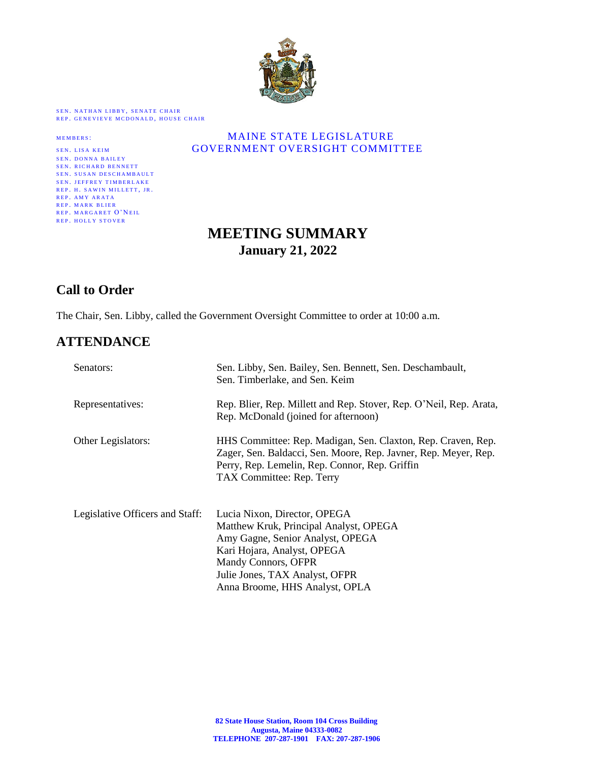SEN. NATHAN LIBBY, SENATE CHAIR
REP. GENEVIEVE MCDONALD, HOUSE CHAIR

MEMBERS:

SEN. LISA KEIM
SEN. DONNA BAILEY
SEN. RICHARD BENNETT
SEN. SUSAN DESCHAMBAULT
SEN. JEFFREY TIMBERLAKE
REP. H. SAWIN MILLETT, JR.
REP. AMY ARATA
REP. MARK BLIER
REP. MARGARET O'NEIL
REP. HOLLY STOVER

MAINE STATE LEGISLATURE
GOVERNMENT OVERSIGHT COMMITTEE

# MEETING SUMMARY

**January 21, 2022**

## Call to Order

The Chair, Sen. Libby, called the Government Oversight Committee to order at 10:00 a.m.

## ATTENDANCE

| | |
|---|---|
| Senators: | Sen. Libby, Sen. Bailey, Sen. Bennett, Sen. Deschambault, Sen. Timberlake, and Sen. Keim |
| Representatives: | Rep. Blier, Rep. Millett and Rep. Stover, Rep. O'Neil, Rep. Arata, Rep. McDonald (joined for afternoon) |
| Other Legislators: | HHS Committee: Rep. Madigan, Sen. Claxton, Rep. Craven, Rep. Zager, Sen. Baldacci, Sen. Moore, Rep. Javner, Rep. Meyer, Rep. Perry, Rep. Lemelin, Rep. Connor, Rep. Griffin<br>TAX Committee: Rep. Terry |
| Legislative Officers and Staff: | Lucia Nixon, Director, OPEGA<br>Matthew Kruk, Principal Analyst, OPEGA<br>Amy Gagne, Senior Analyst, OPEGA<br>Kari Hojara, Analyst, OPEGA<br>Mandy Connors, OFPR<br>Julie Jones, TAX Analyst, OFPR<br>Anna Broome, HHS Analyst, OPLA |

82 State House Station, Room 104 Cross Building
Augusta, Maine 04333-0082
TELEPHONE 207-287-1901 FAX: 207-287-1906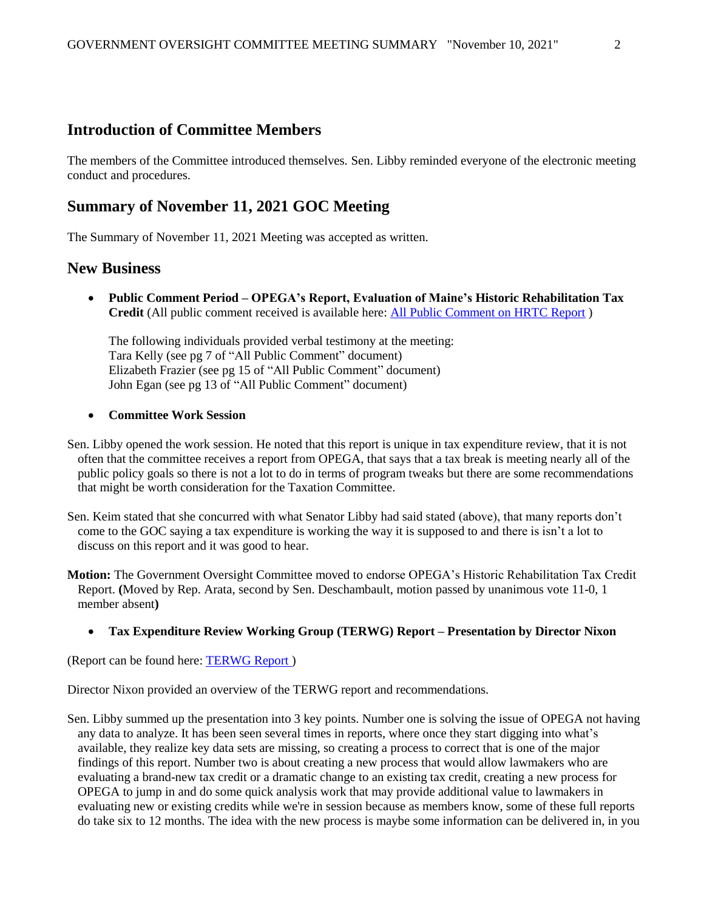## Introduction of Committee Members

The members of the Committee introduced themselves. Sen. Libby reminded everyone of the electronic meeting conduct and procedures.

## Summary of November 11, 2021 GOC Meeting

The Summary of November 11, 2021 Meeting was accepted as written.

## New Business

- **Public Comment Period – OPEGA's Report, Evaluation of Maine's Historic Rehabilitation Tax Credit** (All public comment received is available here: [All Public Comment on HRTC Report]() )

  The following individuals provided verbal testimony at the meeting:
  Tara Kelly (see pg 7 of "All Public Comment" document)
  Elizabeth Frazier (see pg 15 of "All Public Comment" document)
  John Egan (see pg 13 of "All Public Comment" document)

- **Committee Work Session**

Sen. Libby opened the work session. He noted that this report is unique in tax expenditure review, that it is not often that the committee receives a report from OPEGA, that says that a tax break is meeting nearly all of the public policy goals so there is not a lot to do in terms of program tweaks but there are some recommendations that might be worth consideration for the Taxation Committee.

Sen. Keim stated that she concurred with what Senator Libby had said stated (above), that many reports don't come to the GOC saying a tax expenditure is working the way it is supposed to and there is isn't a lot to discuss on this report and it was good to hear.

**Motion:** The Government Oversight Committee moved to endorse OPEGA's Historic Rehabilitation Tax Credit Report. **(**Moved by Rep. Arata, second by Sen. Deschambault, motion passed by unanimous vote 11-0, 1 member absent**)**

- **Tax Expenditure Review Working Group (TERWG) Report – Presentation by Director Nixon**

(Report can be found here: [TERWG Report]() )

Director Nixon provided an overview of the TERWG report and recommendations.

Sen. Libby summed up the presentation into 3 key points. Number one is solving the issue of OPEGA not having any data to analyze. It has been seen several times in reports, where once they start digging into what's available, they realize key data sets are missing, so creating a process to correct that is one of the major findings of this report. Number two is about creating a new process that would allow lawmakers who are evaluating a brand-new tax credit or a dramatic change to an existing tax credit, creating a new process for OPEGA to jump in and do some quick analysis work that may provide additional value to lawmakers in evaluating new or existing credits while we're in session because as members know, some of these full reports do take six to 12 months. The idea with the new process is maybe some information can be delivered in, in you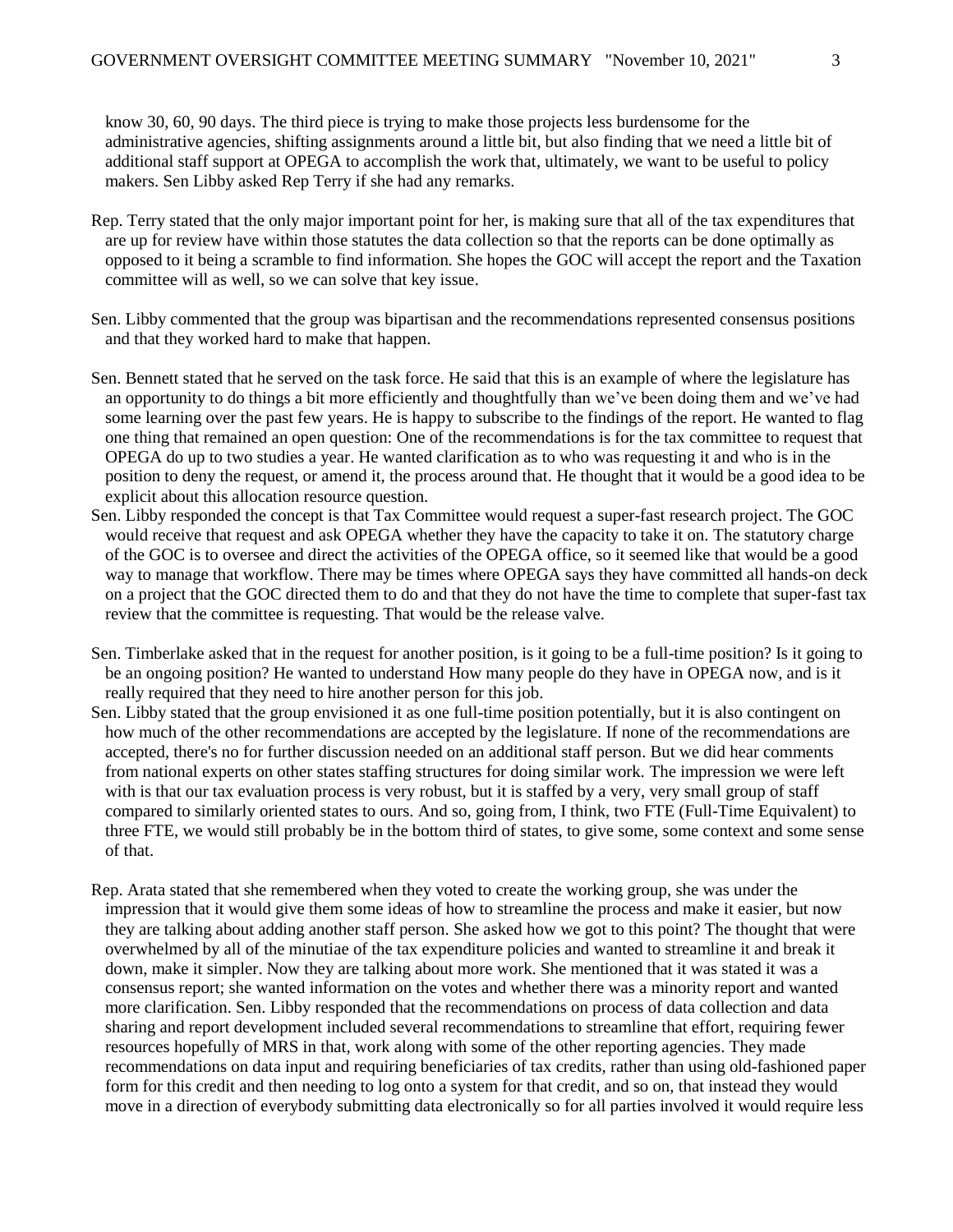know 30, 60, 90 days. The third piece is trying to make those projects less burdensome for the administrative agencies, shifting assignments around a little bit, but also finding that we need a little bit of additional staff support at OPEGA to accomplish the work that, ultimately, we want to be useful to policy makers. Sen Libby asked Rep Terry if she had any remarks.

Rep. Terry stated that the only major important point for her, is making sure that all of the tax expenditures that are up for review have within those statutes the data collection so that the reports can be done optimally as opposed to it being a scramble to find information. She hopes the GOC will accept the report and the Taxation committee will as well, so we can solve that key issue.

Sen. Libby commented that the group was bipartisan and the recommendations represented consensus positions and that they worked hard to make that happen.

Sen. Bennett stated that he served on the task force. He said that this is an example of where the legislature has an opportunity to do things a bit more efficiently and thoughtfully than we've been doing them and we've had some learning over the past few years. He is happy to subscribe to the findings of the report. He wanted to flag one thing that remained an open question: One of the recommendations is for the tax committee to request that OPEGA do up to two studies a year. He wanted clarification as to who was requesting it and who is in the position to deny the request, or amend it, the process around that. He thought that it would be a good idea to be explicit about this allocation resource question.

Sen. Libby responded the concept is that Tax Committee would request a super-fast research project. The GOC would receive that request and ask OPEGA whether they have the capacity to take it on. The statutory charge of the GOC is to oversee and direct the activities of the OPEGA office, so it seemed like that would be a good way to manage that workflow. There may be times where OPEGA says they have committed all hands-on deck on a project that the GOC directed them to do and that they do not have the time to complete that super-fast tax review that the committee is requesting. That would be the release valve.

Sen. Timberlake asked that in the request for another position, is it going to be a full-time position? Is it going to be an ongoing position? He wanted to understand How many people do they have in OPEGA now, and is it really required that they need to hire another person for this job.

Sen. Libby stated that the group envisioned it as one full-time position potentially, but it is also contingent on how much of the other recommendations are accepted by the legislature. If none of the recommendations are accepted, there's no for further discussion needed on an additional staff person. But we did hear comments from national experts on other states staffing structures for doing similar work. The impression we were left with is that our tax evaluation process is very robust, but it is staffed by a very, very small group of staff compared to similarly oriented states to ours. And so, going from, I think, two FTE (Full-Time Equivalent) to three FTE, we would still probably be in the bottom third of states, to give some, some context and some sense of that.

Rep. Arata stated that she remembered when they voted to create the working group, she was under the impression that it would give them some ideas of how to streamline the process and make it easier, but now they are talking about adding another staff person. She asked how we got to this point? The thought that were overwhelmed by all of the minutiae of the tax expenditure policies and wanted to streamline it and break it down, make it simpler. Now they are talking about more work. She mentioned that it was stated it was a consensus report; she wanted information on the votes and whether there was a minority report and wanted more clarification. Sen. Libby responded that the recommendations on process of data collection and data sharing and report development included several recommendations to streamline that effort, requiring fewer resources hopefully of MRS in that, work along with some of the other reporting agencies. They made recommendations on data input and requiring beneficiaries of tax credits, rather than using old-fashioned paper form for this credit and then needing to log onto a system for that credit, and so on, that instead they would move in a direction of everybody submitting data electronically so for all parties involved it would require less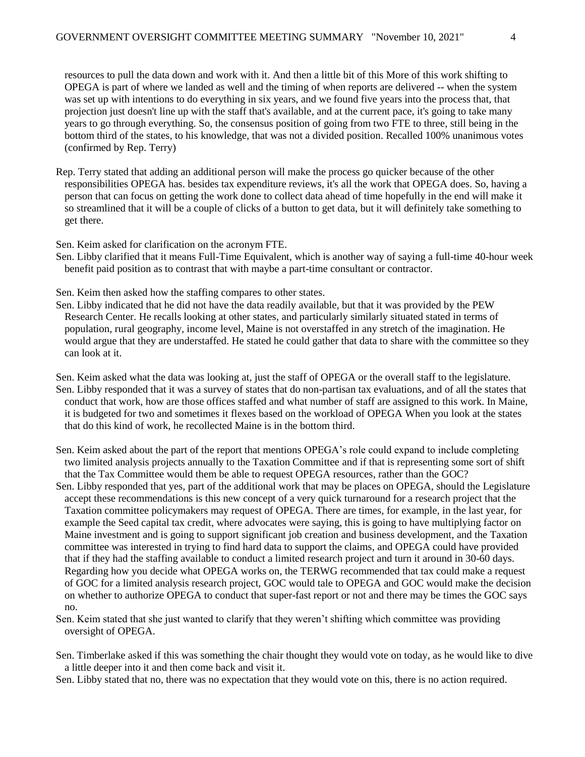resources to pull the data down and work with it. And then a little bit of this More of this work shifting to OPEGA is part of where we landed as well and the timing of when reports are delivered -- when the system was set up with intentions to do everything in six years, and we found five years into the process that, that projection just doesn't line up with the staff that's available, and at the current pace, it's going to take many years to go through everything. So, the consensus position of going from two FTE to three, still being in the bottom third of the states, to his knowledge, that was not a divided position. Recalled 100% unanimous votes (confirmed by Rep. Terry)

Rep. Terry stated that adding an additional person will make the process go quicker because of the other responsibilities OPEGA has. besides tax expenditure reviews, it's all the work that OPEGA does. So, having a person that can focus on getting the work done to collect data ahead of time hopefully in the end will make it so streamlined that it will be a couple of clicks of a button to get data, but it will definitely take something to get there.

Sen. Keim asked for clarification on the acronym FTE.

Sen. Libby clarified that it means Full-Time Equivalent, which is another way of saying a full-time 40-hour week benefit paid position as to contrast that with maybe a part-time consultant or contractor.

Sen. Keim then asked how the staffing compares to other states.

Sen. Libby indicated that he did not have the data readily available, but that it was provided by the PEW Research Center. He recalls looking at other states, and particularly similarly situated stated in terms of population, rural geography, income level, Maine is not overstaffed in any stretch of the imagination. He would argue that they are understaffed. He stated he could gather that data to share with the committee so they can look at it.

Sen. Keim asked what the data was looking at, just the staff of OPEGA or the overall staff to the legislature.

Sen. Libby responded that it was a survey of states that do non-partisan tax evaluations, and of all the states that conduct that work, how are those offices staffed and what number of staff are assigned to this work. In Maine, it is budgeted for two and sometimes it flexes based on the workload of OPEGA When you look at the states that do this kind of work, he recollected Maine is in the bottom third.

Sen. Keim asked about the part of the report that mentions OPEGA's role could expand to include completing two limited analysis projects annually to the Taxation Committee and if that is representing some sort of shift that the Tax Committee would them be able to request OPEGA resources, rather than the GOC?

Sen. Libby responded that yes, part of the additional work that may be places on OPEGA, should the Legislature accept these recommendations is this new concept of a very quick turnaround for a research project that the Taxation committee policymakers may request of OPEGA. There are times, for example, in the last year, for example the Seed capital tax credit, where advocates were saying, this is going to have multiplying factor on Maine investment and is going to support significant job creation and business development, and the Taxation committee was interested in trying to find hard data to support the claims, and OPEGA could have provided that if they had the staffing available to conduct a limited research project and turn it around in 30-60 days. Regarding how you decide what OPEGA works on, the TERWG recommended that tax could make a request of GOC for a limited analysis research project, GOC would tale to OPEGA and GOC would make the decision on whether to authorize OPEGA to conduct that super-fast report or not and there may be times the GOC says no.

Sen. Keim stated that she just wanted to clarify that they weren't shifting which committee was providing oversight of OPEGA.

Sen. Timberlake asked if this was something the chair thought they would vote on today, as he would like to dive a little deeper into it and then come back and visit it.

Sen. Libby stated that no, there was no expectation that they would vote on this, there is no action required.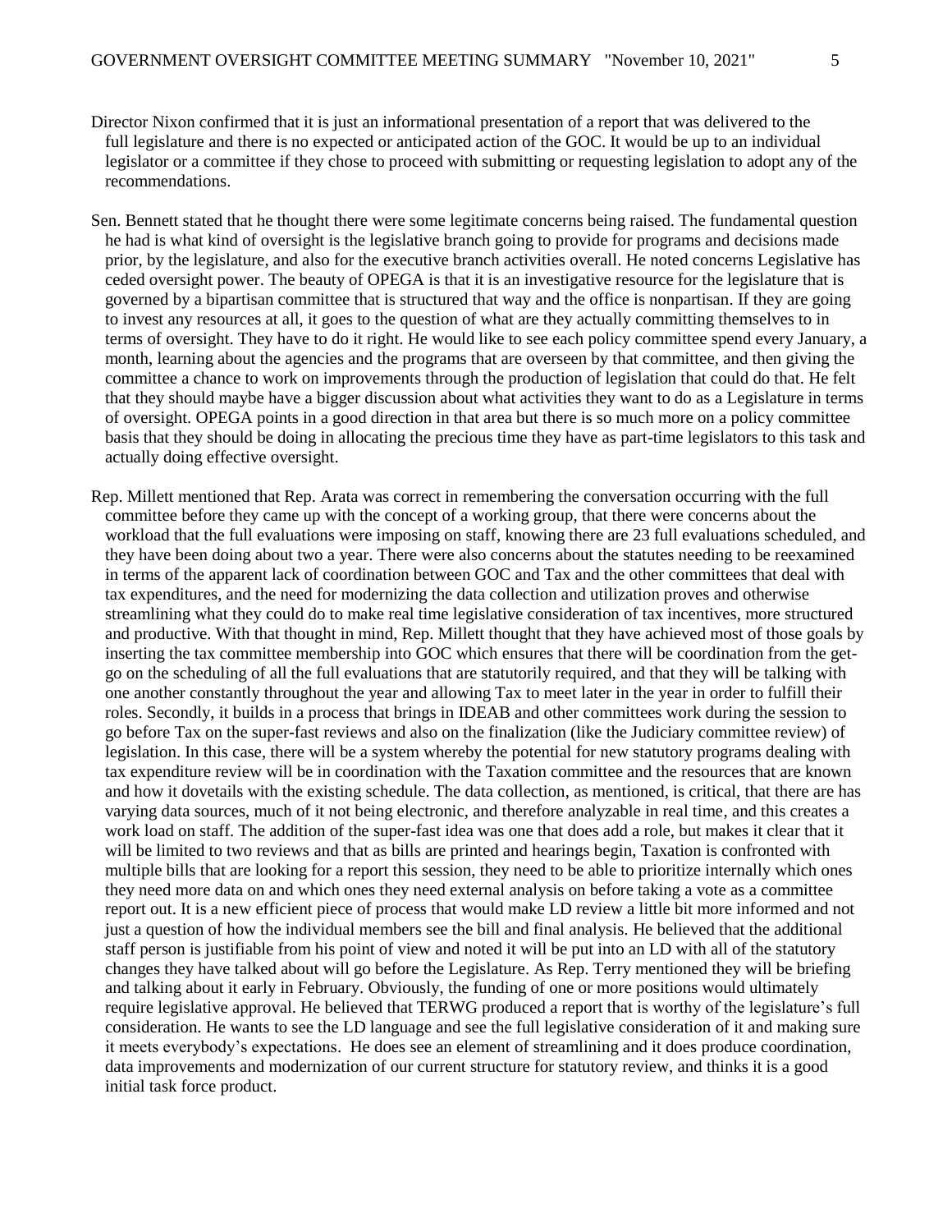Director Nixon confirmed that it is just an informational presentation of a report that was delivered to the full legislature and there is no expected or anticipated action of the GOC. It would be up to an individual legislator or a committee if they chose to proceed with submitting or requesting legislation to adopt any of the recommendations.

Sen. Bennett stated that he thought there were some legitimate concerns being raised. The fundamental question he had is what kind of oversight is the legislative branch going to provide for programs and decisions made prior, by the legislature, and also for the executive branch activities overall. He noted concerns Legislative has ceded oversight power. The beauty of OPEGA is that it is an investigative resource for the legislature that is governed by a bipartisan committee that is structured that way and the office is nonpartisan. If they are going to invest any resources at all, it goes to the question of what are they actually committing themselves to in terms of oversight. They have to do it right. He would like to see each policy committee spend every January, a month, learning about the agencies and the programs that are overseen by that committee, and then giving the committee a chance to work on improvements through the production of legislation that could do that. He felt that they should maybe have a bigger discussion about what activities they want to do as a Legislature in terms of oversight. OPEGA points in a good direction in that area but there is so much more on a policy committee basis that they should be doing in allocating the precious time they have as part-time legislators to this task and actually doing effective oversight.

Rep. Millett mentioned that Rep. Arata was correct in remembering the conversation occurring with the full committee before they came up with the concept of a working group, that there were concerns about the workload that the full evaluations were imposing on staff, knowing there are 23 full evaluations scheduled, and they have been doing about two a year. There were also concerns about the statutes needing to be reexamined in terms of the apparent lack of coordination between GOC and Tax and the other committees that deal with tax expenditures, and the need for modernizing the data collection and utilization proves and otherwise streamlining what they could do to make real time legislative consideration of tax incentives, more structured and productive. With that thought in mind, Rep. Millett thought that they have achieved most of those goals by inserting the tax committee membership into GOC which ensures that there will be coordination from the get-go on the scheduling of all the full evaluations that are statutorily required, and that they will be talking with one another constantly throughout the year and allowing Tax to meet later in the year in order to fulfill their roles. Secondly, it builds in a process that brings in IDEAB and other committees work during the session to go before Tax on the super-fast reviews and also on the finalization (like the Judiciary committee review) of legislation. In this case, there will be a system whereby the potential for new statutory programs dealing with tax expenditure review will be in coordination with the Taxation committee and the resources that are known and how it dovetails with the existing schedule. The data collection, as mentioned, is critical, that there are has varying data sources, much of it not being electronic, and therefore analyzable in real time, and this creates a work load on staff. The addition of the super-fast idea was one that does add a role, but makes it clear that it will be limited to two reviews and that as bills are printed and hearings begin, Taxation is confronted with multiple bills that are looking for a report this session, they need to be able to prioritize internally which ones they need more data on and which ones they need external analysis on before taking a vote as a committee report out. It is a new efficient piece of process that would make LD review a little bit more informed and not just a question of how the individual members see the bill and final analysis. He believed that the additional staff person is justifiable from his point of view and noted it will be put into an LD with all of the statutory changes they have talked about will go before the Legislature. As Rep. Terry mentioned they will be briefing and talking about it early in February. Obviously, the funding of one or more positions would ultimately require legislative approval. He believed that TERWG produced a report that is worthy of the legislature's full consideration. He wants to see the LD language and see the full legislative consideration of it and making sure it meets everybody's expectations. He does see an element of streamlining and it does produce coordination, data improvements and modernization of our current structure for statutory review, and thinks it is a good initial task force product.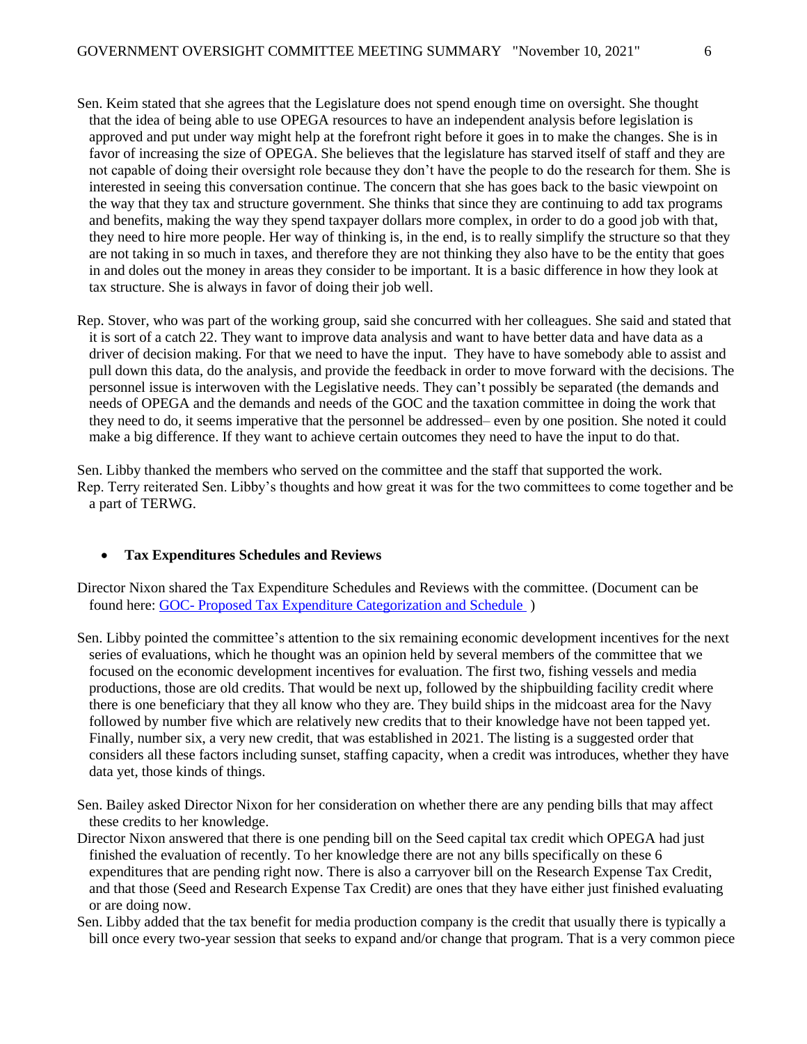Sen. Keim stated that she agrees that the Legislature does not spend enough time on oversight. She thought that the idea of being able to use OPEGA resources to have an independent analysis before legislation is approved and put under way might help at the forefront right before it goes in to make the changes. She is in favor of increasing the size of OPEGA. She believes that the legislature has starved itself of staff and they are not capable of doing their oversight role because they don't have the people to do the research for them. She is interested in seeing this conversation continue. The concern that she has goes back to the basic viewpoint on the way that they tax and structure government. She thinks that since they are continuing to add tax programs and benefits, making the way they spend taxpayer dollars more complex, in order to do a good job with that, they need to hire more people. Her way of thinking is, in the end, is to really simplify the structure so that they are not taking in so much in taxes, and therefore they are not thinking they also have to be the entity that goes in and doles out the money in areas they consider to be important. It is a basic difference in how they look at tax structure. She is always in favor of doing their job well.

Rep. Stover, who was part of the working group, said she concurred with her colleagues. She said and stated that it is sort of a catch 22. They want to improve data analysis and want to have better data and have data as a driver of decision making. For that we need to have the input. They have to have somebody able to assist and pull down this data, do the analysis, and provide the feedback in order to move forward with the decisions. The personnel issue is interwoven with the Legislative needs. They can't possibly be separated (the demands and needs of OPEGA and the demands and needs of the GOC and the taxation committee in doing the work that they need to do, it seems imperative that the personnel be addressed– even by one position. She noted it could make a big difference. If they want to achieve certain outcomes they need to have the input to do that.

Sen. Libby thanked the members who served on the committee and the staff that supported the work.
Rep. Terry reiterated Sen. Libby's thoughts and how great it was for the two committees to come together and be a part of TERWG.

- **Tax Expenditures Schedules and Reviews**

Director Nixon shared the Tax Expenditure Schedules and Reviews with the committee. (Document can be found here: GOC- Proposed Tax Expenditure Categorization and Schedule )

Sen. Libby pointed the committee's attention to the six remaining economic development incentives for the next series of evaluations, which he thought was an opinion held by several members of the committee that we focused on the economic development incentives for evaluation. The first two, fishing vessels and media productions, those are old credits. That would be next up, followed by the shipbuilding facility credit where there is one beneficiary that they all know who they are. They build ships in the midcoast area for the Navy followed by number five which are relatively new credits that to their knowledge have not been tapped yet. Finally, number six, a very new credit, that was established in 2021. The listing is a suggested order that considers all these factors including sunset, staffing capacity, when a credit was introduces, whether they have data yet, those kinds of things.

Sen. Bailey asked Director Nixon for her consideration on whether there are any pending bills that may affect these credits to her knowledge.
Director Nixon answered that there is one pending bill on the Seed capital tax credit which OPEGA had just finished the evaluation of recently. To her knowledge there are not any bills specifically on these 6 expenditures that are pending right now. There is also a carryover bill on the Research Expense Tax Credit, and that those (Seed and Research Expense Tax Credit) are ones that they have either just finished evaluating or are doing now.
Sen. Libby added that the tax benefit for media production company is the credit that usually there is typically a bill once every two-year session that seeks to expand and/or change that program. That is a very common piece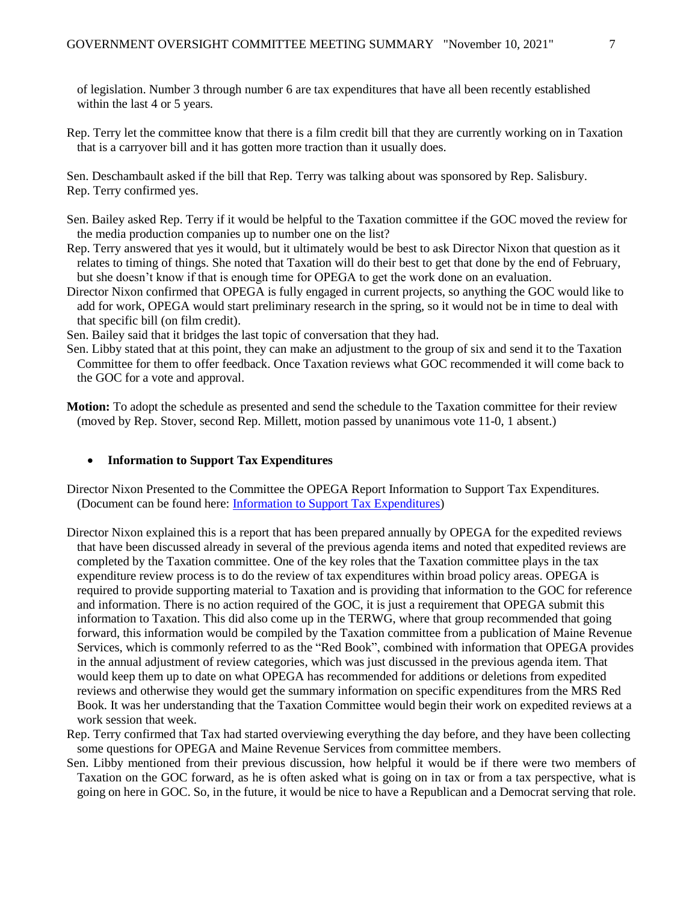of legislation. Number 3 through number 6 are tax expenditures that have all been recently established within the last 4 or 5 years.

Rep. Terry let the committee know that there is a film credit bill that they are currently working on in Taxation that is a carryover bill and it has gotten more traction than it usually does.

Sen. Deschambault asked if the bill that Rep. Terry was talking about was sponsored by Rep. Salisbury.
Rep. Terry confirmed yes.

Sen. Bailey asked Rep. Terry if it would be helpful to the Taxation committee if the GOC moved the review for the media production companies up to number one on the list?

Rep. Terry answered that yes it would, but it ultimately would be best to ask Director Nixon that question as it relates to timing of things. She noted that Taxation will do their best to get that done by the end of February, but she doesn't know if that is enough time for OPEGA to get the work done on an evaluation.

Director Nixon confirmed that OPEGA is fully engaged in current projects, so anything the GOC would like to add for work, OPEGA would start preliminary research in the spring, so it would not be in time to deal with that specific bill (on film credit).

Sen. Bailey said that it bridges the last topic of conversation that they had.

Sen. Libby stated that at this point, they can make an adjustment to the group of six and send it to the Taxation Committee for them to offer feedback. Once Taxation reviews what GOC recommended it will come back to the GOC for a vote and approval.

**Motion:** To adopt the schedule as presented and send the schedule to the Taxation committee for their review (moved by Rep. Stover, second Rep. Millett, motion passed by unanimous vote 11-0, 1 absent.)

- **Information to Support Tax Expenditures**

Director Nixon Presented to the Committee the OPEGA Report Information to Support Tax Expenditures. (Document can be found here: Information to Support Tax Expenditures)

Director Nixon explained this is a report that has been prepared annually by OPEGA for the expedited reviews that have been discussed already in several of the previous agenda items and noted that expedited reviews are completed by the Taxation committee. One of the key roles that the Taxation committee plays in the tax expenditure review process is to do the review of tax expenditures within broad policy areas. OPEGA is required to provide supporting material to Taxation and is providing that information to the GOC for reference and information. There is no action required of the GOC, it is just a requirement that OPEGA submit this information to Taxation. This did also come up in the TERWG, where that group recommended that going forward, this information would be compiled by the Taxation committee from a publication of Maine Revenue Services, which is commonly referred to as the "Red Book", combined with information that OPEGA provides in the annual adjustment of review categories, which was just discussed in the previous agenda item. That would keep them up to date on what OPEGA has recommended for additions or deletions from expedited reviews and otherwise they would get the summary information on specific expenditures from the MRS Red Book. It was her understanding that the Taxation Committee would begin their work on expedited reviews at a work session that week.

Rep. Terry confirmed that Tax had started overviewing everything the day before, and they have been collecting some questions for OPEGA and Maine Revenue Services from committee members.

Sen. Libby mentioned from their previous discussion, how helpful it would be if there were two members of Taxation on the GOC forward, as he is often asked what is going on in tax or from a tax perspective, what is going on here in GOC. So, in the future, it would be nice to have a Republican and a Democrat serving that role.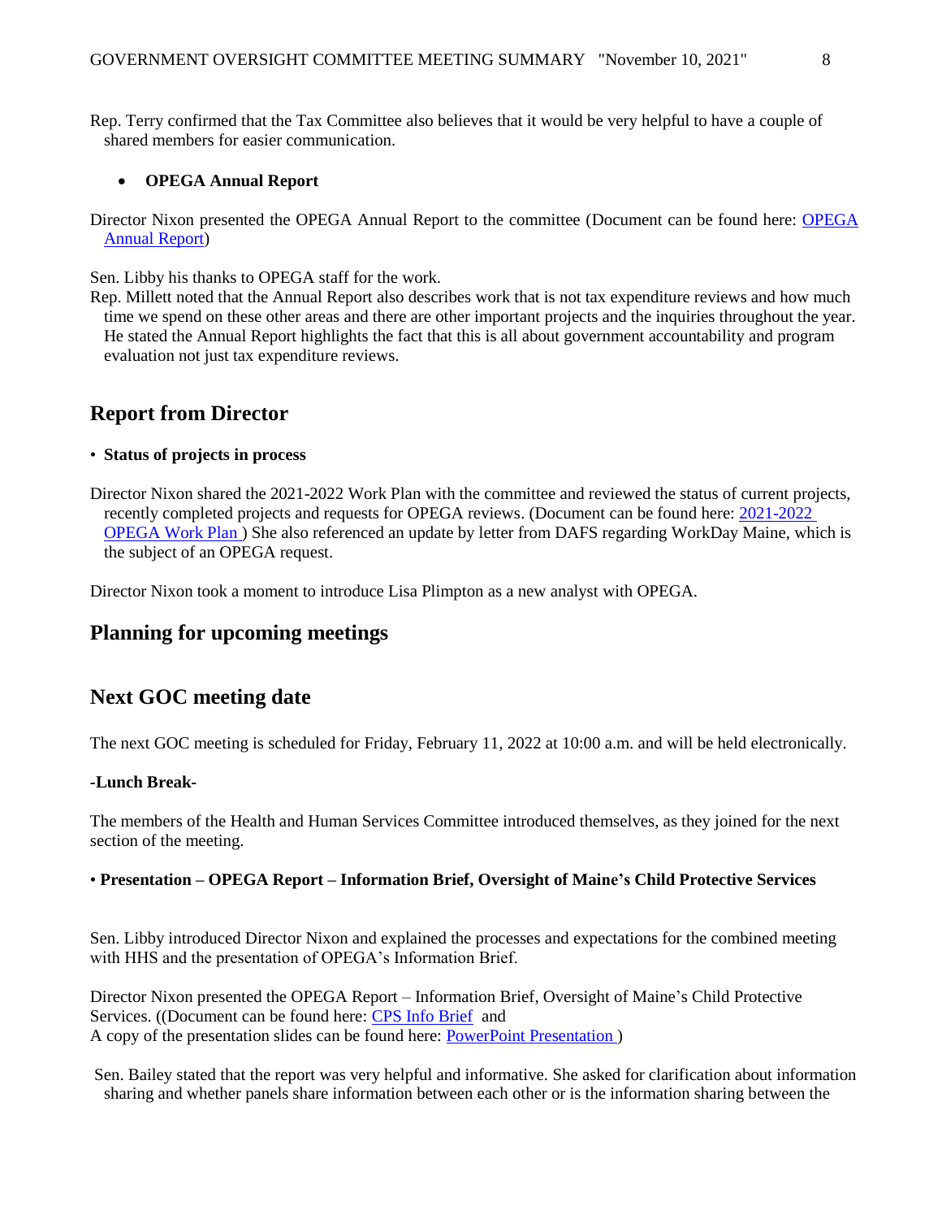Rep. Terry confirmed that the Tax Committee also believes that it would be very helpful to have a couple of shared members for easier communication.

- **OPEGA Annual Report**

Director Nixon presented the OPEGA Annual Report to the committee (Document can be found here: [OPEGA Annual Report])

Sen. Libby his thanks to OPEGA staff for the work.

Rep. Millett noted that the Annual Report also describes work that is not tax expenditure reviews and how much time we spend on these other areas and there are other important projects and the inquiries throughout the year. He stated the Annual Report highlights the fact that this is all about government accountability and program evaluation not just tax expenditure reviews.

## Report from Director

- **Status of projects in process**

Director Nixon shared the 2021-2022 Work Plan with the committee and reviewed the status of current projects, recently completed projects and requests for OPEGA reviews. (Document can be found here: [2021-2022 OPEGA Work Plan ]) She also referenced an update by letter from DAFS regarding WorkDay Maine, which is the subject of an OPEGA request.

Director Nixon took a moment to introduce Lisa Plimpton as a new analyst with OPEGA.

## Planning for upcoming meetings

## Next GOC meeting date

The next GOC meeting is scheduled for Friday, February 11, 2022 at 10:00 a.m. and will be held electronically.

**-Lunch Break-**

The members of the Health and Human Services Committee introduced themselves, as they joined for the next section of the meeting.

- **Presentation – OPEGA Report – Information Brief, Oversight of Maine's Child Protective Services**

Sen. Libby introduced Director Nixon and explained the processes and expectations for the combined meeting with HHS and the presentation of OPEGA's Information Brief.

Director Nixon presented the OPEGA Report – Information Brief, Oversight of Maine's Child Protective Services. ((Document can be found here: [CPS Info Brief] and
A copy of the presentation slides can be found here: [PowerPoint Presentation ])

Sen. Bailey stated that the report was very helpful and informative. She asked for clarification about information sharing and whether panels share information between each other or is the information sharing between the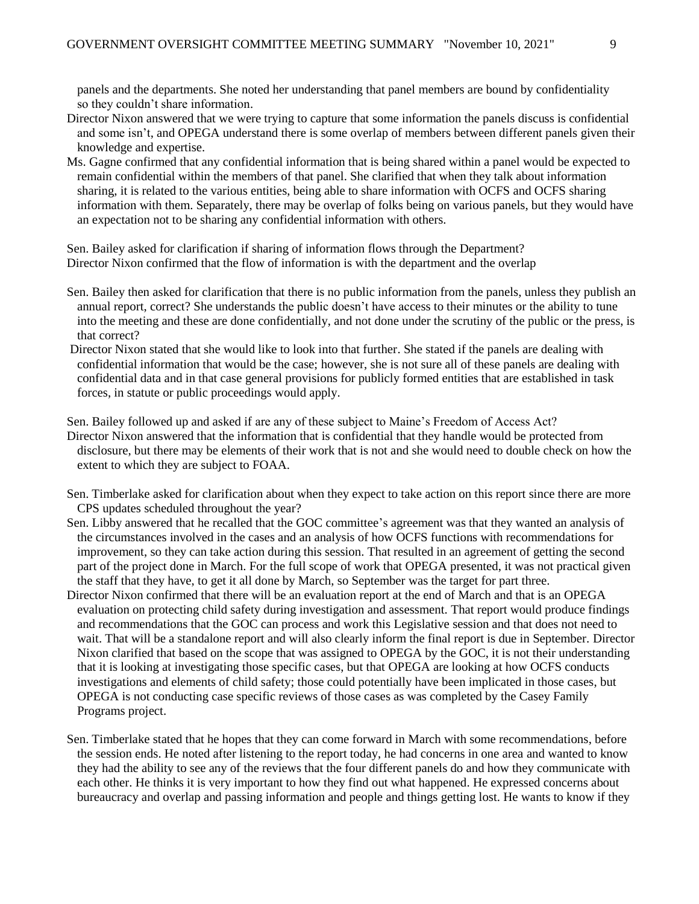panels and the departments. She noted her understanding that panel members are bound by confidentiality so they couldn't share information.

Director Nixon answered that we were trying to capture that some information the panels discuss is confidential and some isn't, and OPEGA understand there is some overlap of members between different panels given their knowledge and expertise.

Ms. Gagne confirmed that any confidential information that is being shared within a panel would be expected to remain confidential within the members of that panel. She clarified that when they talk about information sharing, it is related to the various entities, being able to share information with OCFS and OCFS sharing information with them. Separately, there may be overlap of folks being on various panels, but they would have an expectation not to be sharing any confidential information with others.

Sen. Bailey asked for clarification if sharing of information flows through the Department?

Director Nixon confirmed that the flow of information is with the department and the overlap

Sen. Bailey then asked for clarification that there is no public information from the panels, unless they publish an annual report, correct? She understands the public doesn't have access to their minutes or the ability to tune into the meeting and these are done confidentially, and not done under the scrutiny of the public or the press, is that correct?

Director Nixon stated that she would like to look into that further. She stated if the panels are dealing with confidential information that would be the case; however, she is not sure all of these panels are dealing with confidential data and in that case general provisions for publicly formed entities that are established in task forces, in statute or public proceedings would apply.

Sen. Bailey followed up and asked if are any of these subject to Maine's Freedom of Access Act?

Director Nixon answered that the information that is confidential that they handle would be protected from disclosure, but there may be elements of their work that is not and she would need to double check on how the extent to which they are subject to FOAA.

Sen. Timberlake asked for clarification about when they expect to take action on this report since there are more CPS updates scheduled throughout the year?

Sen. Libby answered that he recalled that the GOC committee's agreement was that they wanted an analysis of the circumstances involved in the cases and an analysis of how OCFS functions with recommendations for improvement, so they can take action during this session. That resulted in an agreement of getting the second part of the project done in March. For the full scope of work that OPEGA presented, it was not practical given the staff that they have, to get it all done by March, so September was the target for part three.

Director Nixon confirmed that there will be an evaluation report at the end of March and that is an OPEGA evaluation on protecting child safety during investigation and assessment. That report would produce findings and recommendations that the GOC can process and work this Legislative session and that does not need to wait. That will be a standalone report and will also clearly inform the final report is due in September. Director Nixon clarified that based on the scope that was assigned to OPEGA by the GOC, it is not their understanding that it is looking at investigating those specific cases, but that OPEGA are looking at how OCFS conducts investigations and elements of child safety; those could potentially have been implicated in those cases, but OPEGA is not conducting case specific reviews of those cases as was completed by the Casey Family Programs project.

Sen. Timberlake stated that he hopes that they can come forward in March with some recommendations, before the session ends. He noted after listening to the report today, he had concerns in one area and wanted to know they had the ability to see any of the reviews that the four different panels do and how they communicate with each other. He thinks it is very important to how they find out what happened. He expressed concerns about bureaucracy and overlap and passing information and people and things getting lost. He wants to know if they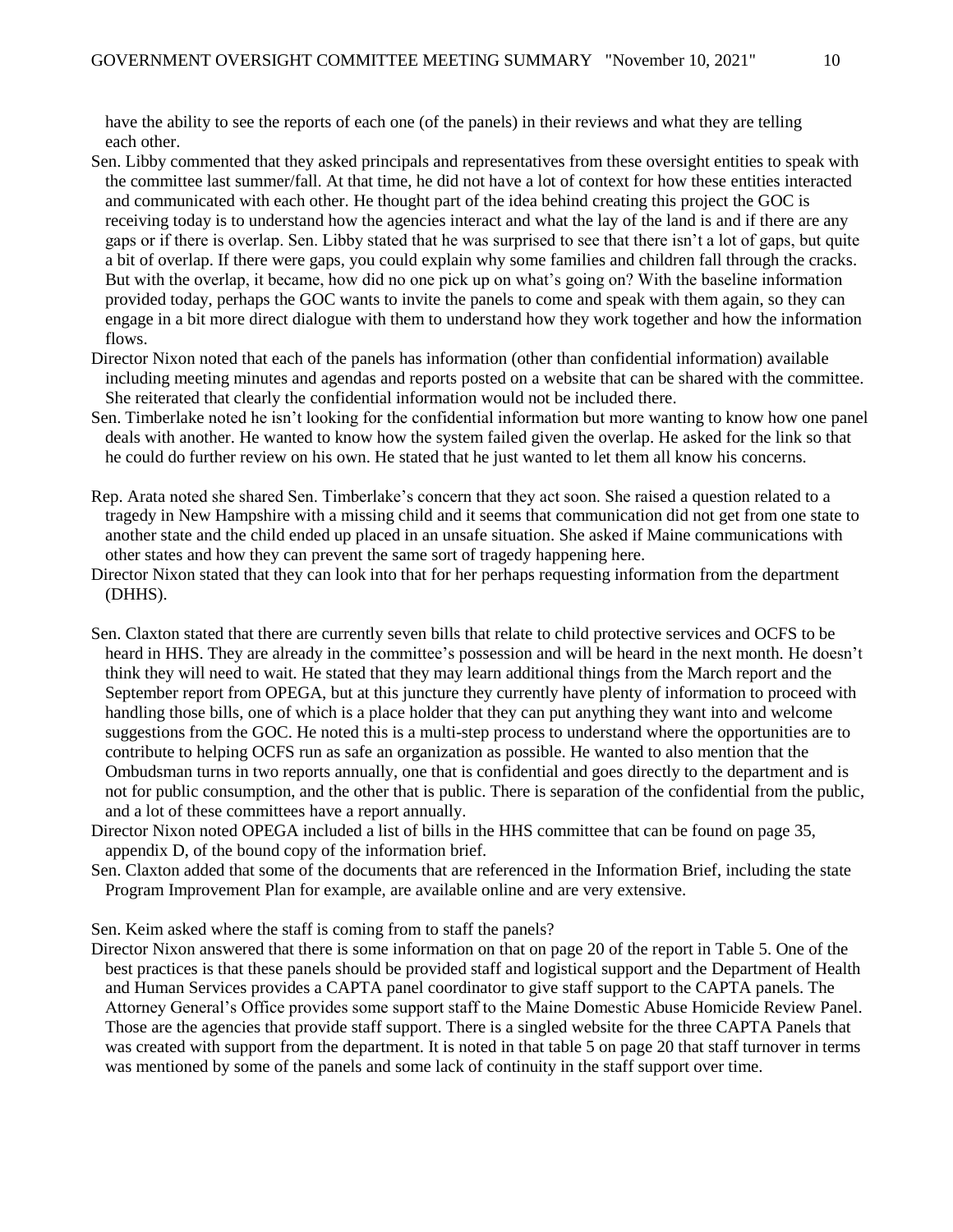have the ability to see the reports of each one (of the panels) in their reviews and what they are telling each other.

Sen. Libby commented that they asked principals and representatives from these oversight entities to speak with the committee last summer/fall. At that time, he did not have a lot of context for how these entities interacted and communicated with each other. He thought part of the idea behind creating this project the GOC is receiving today is to understand how the agencies interact and what the lay of the land is and if there are any gaps or if there is overlap. Sen. Libby stated that he was surprised to see that there isn't a lot of gaps, but quite a bit of overlap. If there were gaps, you could explain why some families and children fall through the cracks. But with the overlap, it became, how did no one pick up on what's going on? With the baseline information provided today, perhaps the GOC wants to invite the panels to come and speak with them again, so they can engage in a bit more direct dialogue with them to understand how they work together and how the information flows.

Director Nixon noted that each of the panels has information (other than confidential information) available including meeting minutes and agendas and reports posted on a website that can be shared with the committee. She reiterated that clearly the confidential information would not be included there.

Sen. Timberlake noted he isn't looking for the confidential information but more wanting to know how one panel deals with another. He wanted to know how the system failed given the overlap. He asked for the link so that he could do further review on his own. He stated that he just wanted to let them all know his concerns.

Rep. Arata noted she shared Sen. Timberlake's concern that they act soon. She raised a question related to a tragedy in New Hampshire with a missing child and it seems that communication did not get from one state to another state and the child ended up placed in an unsafe situation. She asked if Maine communications with other states and how they can prevent the same sort of tragedy happening here.

Director Nixon stated that they can look into that for her perhaps requesting information from the department (DHHS).

Sen. Claxton stated that there are currently seven bills that relate to child protective services and OCFS to be heard in HHS. They are already in the committee's possession and will be heard in the next month. He doesn't think they will need to wait. He stated that they may learn additional things from the March report and the September report from OPEGA, but at this juncture they currently have plenty of information to proceed with handling those bills, one of which is a place holder that they can put anything they want into and welcome suggestions from the GOC. He noted this is a multi-step process to understand where the opportunities are to contribute to helping OCFS run as safe an organization as possible. He wanted to also mention that the Ombudsman turns in two reports annually, one that is confidential and goes directly to the department and is not for public consumption, and the other that is public. There is separation of the confidential from the public, and a lot of these committees have a report annually.

Director Nixon noted OPEGA included a list of bills in the HHS committee that can be found on page 35, appendix D, of the bound copy of the information brief.

Sen. Claxton added that some of the documents that are referenced in the Information Brief, including the state Program Improvement Plan for example, are available online and are very extensive.

Sen. Keim asked where the staff is coming from to staff the panels?

Director Nixon answered that there is some information on that on page 20 of the report in Table 5. One of the best practices is that these panels should be provided staff and logistical support and the Department of Health and Human Services provides a CAPTA panel coordinator to give staff support to the CAPTA panels. The Attorney General's Office provides some support staff to the Maine Domestic Abuse Homicide Review Panel. Those are the agencies that provide staff support. There is a singled website for the three CAPTA Panels that was created with support from the department. It is noted in that table 5 on page 20 that staff turnover in terms was mentioned by some of the panels and some lack of continuity in the staff support over time.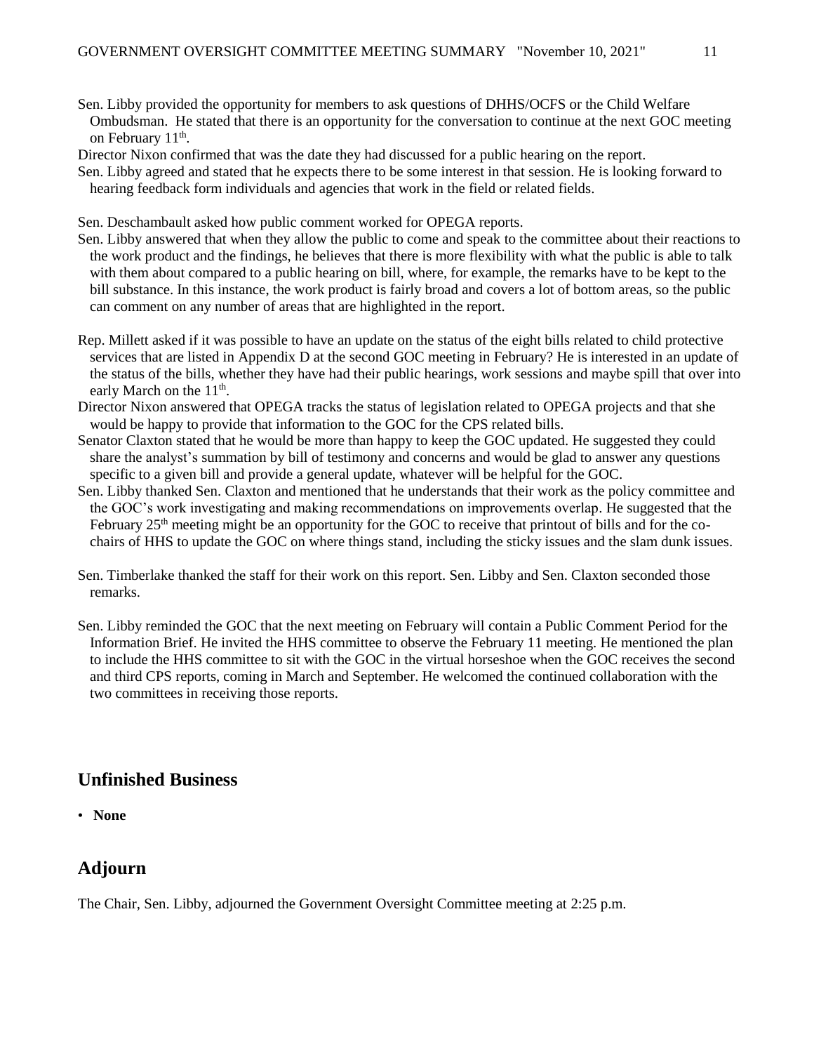Sen. Libby provided the opportunity for members to ask questions of DHHS/OCFS or the Child Welfare Ombudsman. He stated that there is an opportunity for the conversation to continue at the next GOC meeting on February 11th.

Director Nixon confirmed that was the date they had discussed for a public hearing on the report.

Sen. Libby agreed and stated that he expects there to be some interest in that session. He is looking forward to hearing feedback form individuals and agencies that work in the field or related fields.

Sen. Deschambault asked how public comment worked for OPEGA reports.

Sen. Libby answered that when they allow the public to come and speak to the committee about their reactions to the work product and the findings, he believes that there is more flexibility with what the public is able to talk with them about compared to a public hearing on bill, where, for example, the remarks have to be kept to the bill substance. In this instance, the work product is fairly broad and covers a lot of bottom areas, so the public can comment on any number of areas that are highlighted in the report.

Rep. Millett asked if it was possible to have an update on the status of the eight bills related to child protective services that are listed in Appendix D at the second GOC meeting in February? He is interested in an update of the status of the bills, whether they have had their public hearings, work sessions and maybe spill that over into early March on the 11th.

Director Nixon answered that OPEGA tracks the status of legislation related to OPEGA projects and that she would be happy to provide that information to the GOC for the CPS related bills.

Senator Claxton stated that he would be more than happy to keep the GOC updated. He suggested they could share the analyst's summation by bill of testimony and concerns and would be glad to answer any questions specific to a given bill and provide a general update, whatever will be helpful for the GOC.

Sen. Libby thanked Sen. Claxton and mentioned that he understands that their work as the policy committee and the GOC's work investigating and making recommendations on improvements overlap. He suggested that the February 25th meeting might be an opportunity for the GOC to receive that printout of bills and for the co-chairs of HHS to update the GOC on where things stand, including the sticky issues and the slam dunk issues.

Sen. Timberlake thanked the staff for their work on this report. Sen. Libby and Sen. Claxton seconded those remarks.

Sen. Libby reminded the GOC that the next meeting on February will contain a Public Comment Period for the Information Brief. He invited the HHS committee to observe the February 11 meeting. He mentioned the plan to include the HHS committee to sit with the GOC in the virtual horseshoe when the GOC receives the second and third CPS reports, coming in March and September. He welcomed the continued collaboration with the two committees in receiving those reports.

## Unfinished Business

- **None**

## Adjourn

The Chair, Sen. Libby, adjourned the Government Oversight Committee meeting at 2:25 p.m.